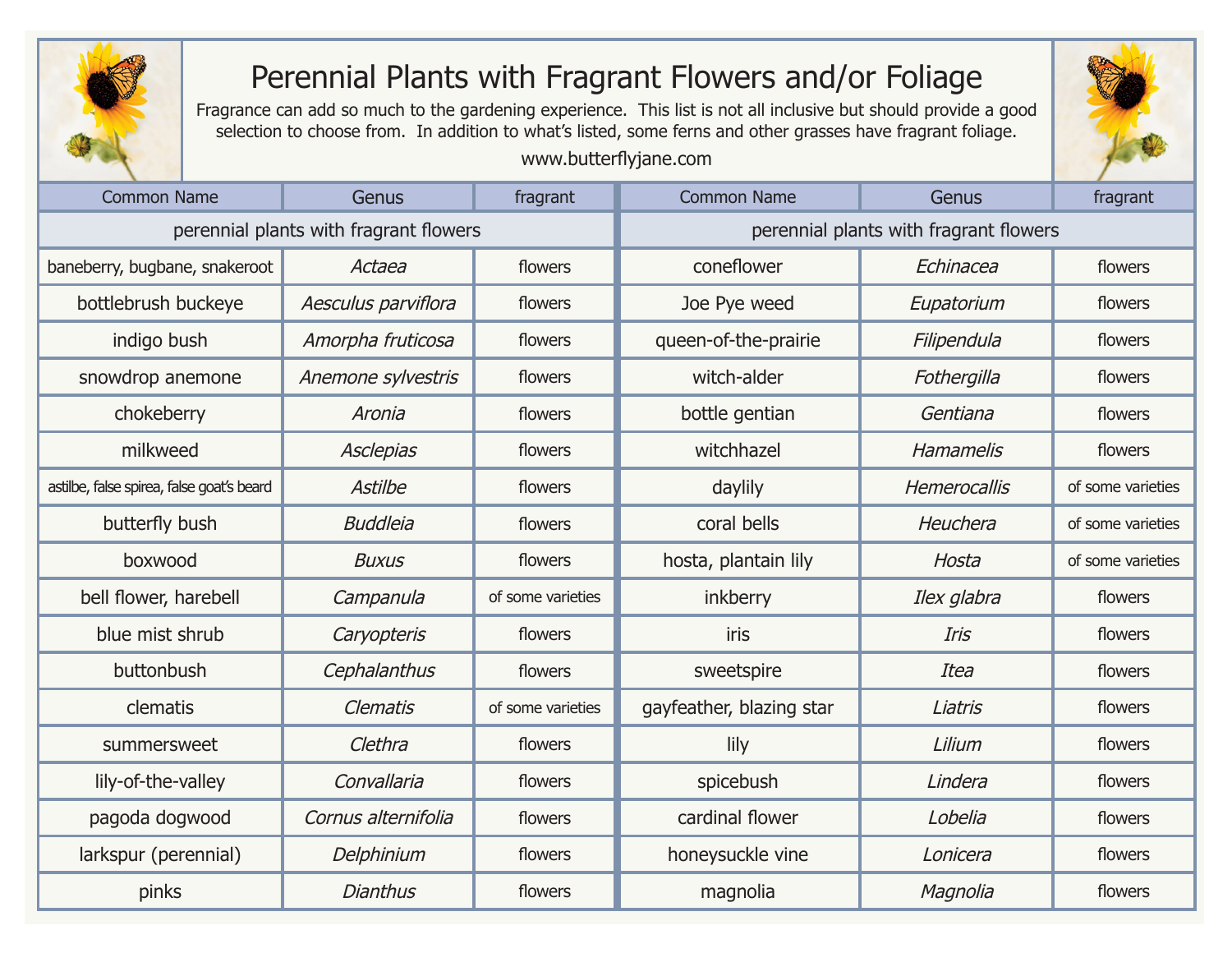# Perennial Plants with Fragrant Flowers and/or Foliage

Fragrance can add so much to the gardening experience. This list is not all inclusive but should provide a good selection to choose from. In addition to what's listed, some ferns and other grasses have fragrant foliage.

www.butterflyjane.com

| Common Name | Genus | fragrant |
|---|---|---|
| **perennial plants with fragrant flowers** | | |
| baneberry, bugbane, snakeroot | *Actaea* | flowers |
| bottlebrush buckeye | *Aesculus parviflora* | flowers |
| indigo bush | *Amorpha fruticosa* | flowers |
| snowdrop anemone | *Anemone sylvestris* | flowers |
| chokeberry | *Aronia* | flowers |
| milkweed | *Asclepias* | flowers |
| astilbe, false spirea, false goat's beard | *Astilbe* | flowers |
| butterfly bush | *Buddleia* | flowers |
| boxwood | *Buxus* | flowers |
| bell flower, harebell | *Campanula* | of some varieties |
| blue mist shrub | *Caryopteris* | flowers |
| buttonbush | *Cephalanthus* | flowers |
| clematis | *Clematis* | of some varieties |
| summersweet | *Clethra* | flowers |
| lily-of-the-valley | *Convallaria* | flowers |
| pagoda dogwood | *Cornus alternifolia* | flowers |
| larkspur (perennial) | *Delphinium* | flowers |
| pinks | *Dianthus* | flowers |
| coneflower | *Echinacea* | flowers |
| Joe Pye weed | *Eupatorium* | flowers |
| queen-of-the-prairie | *Filipendula* | flowers |
| witch-alder | *Fothergilla* | flowers |
| bottle gentian | *Gentiana* | flowers |
| witchhazel | *Hamamelis* | flowers |
| daylily | *Hemerocallis* | of some varieties |
| coral bells | *Heuchera* | of some varieties |
| hosta, plantain lily | *Hosta* | of some varieties |
| inkberry | *Ilex glabra* | flowers |
| iris | *Iris* | flowers |
| sweetspire | *Itea* | flowers |
| gayfeather, blazing star | *Liatris* | flowers |
| lily | *Lilium* | flowers |
| spicebush | *Lindera* | flowers |
| cardinal flower | *Lobelia* | flowers |
| honeysuckle vine | *Lonicera* | flowers |
| magnolia | *Magnolia* | flowers |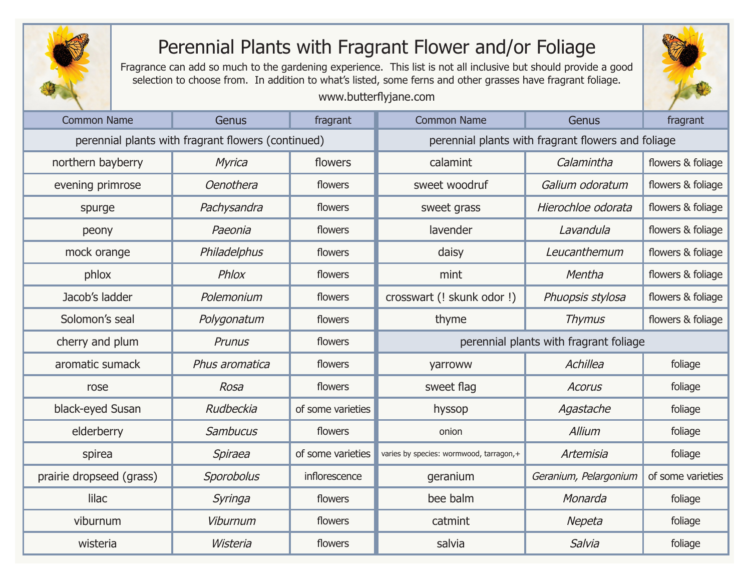# Perennial Plants with Fragrant Flower and/or Foliage

Fragrance can add so much to the gardening experience. This list is not all inclusive but should provide a good selection to choose from. In addition to what's listed, some ferns and other grasses have fragrant foliage.

www.butterflyjane.com

| Common Name | Genus | fragrant |
|---|---|---|
| **perennial plants with fragrant flowers (continued)** | | |
| northern bayberry | *Myrica* | flowers |
| evening primrose | *Oenothera* | flowers |
| spurge | *Pachysandra* | flowers |
| peony | *Paeonia* | flowers |
| mock orange | *Philadelphus* | flowers |
| phlox | *Phlox* | flowers |
| Jacob's ladder | *Polemonium* | flowers |
| Solomon's seal | *Polygonatum* | flowers |
| cherry and plum | *Prunus* | flowers |
| aromatic sumack | *Phus aromatica* | flowers |
| rose | *Rosa* | flowers |
| black-eyed Susan | *Rudbeckia* | of some varieties |
| elderberry | *Sambucus* | flowers |
| spirea | *Spiraea* | of some varieties |
| prairie dropseed (grass) | *Sporobolus* | inflorescence |
| lilac | *Syringa* | flowers |
| viburnum | *Viburnum* | flowers |
| wisteria | *Wisteria* | flowers |

| Common Name | Genus | fragrant |
|---|---|---|
| **perennial plants with fragrant flowers and foliage** | | |
| calamint | *Calamintha* | flowers & foliage |
| sweet woodruf | *Galium odoratum* | flowers & foliage |
| sweet grass | *Hierochloe odorata* | flowers & foliage |
| lavender | *Lavandula* | flowers & foliage |
| daisy | *Leucanthemum* | flowers & foliage |
| mint | *Mentha* | flowers & foliage |
| crosswart (! skunk odor !) | *Phuopsis stylosa* | flowers & foliage |
| thyme | *Thymus* | flowers & foliage |
| **perennial plants with fragrant foliage** | | |
| yarroww | *Achillea* | foliage |
| sweet flag | *Acorus* | foliage |
| hyssop | *Agastache* | foliage |
| onion | *Allium* | foliage |
| varies by species: wormwood, tarragon,+ | *Artemisia* | foliage |
| geranium | *Geranium, Pelargonium* | of some varieties |
| bee balm | *Monarda* | foliage |
| catmint | *Nepeta* | foliage |
| salvia | *Salvia* | foliage |